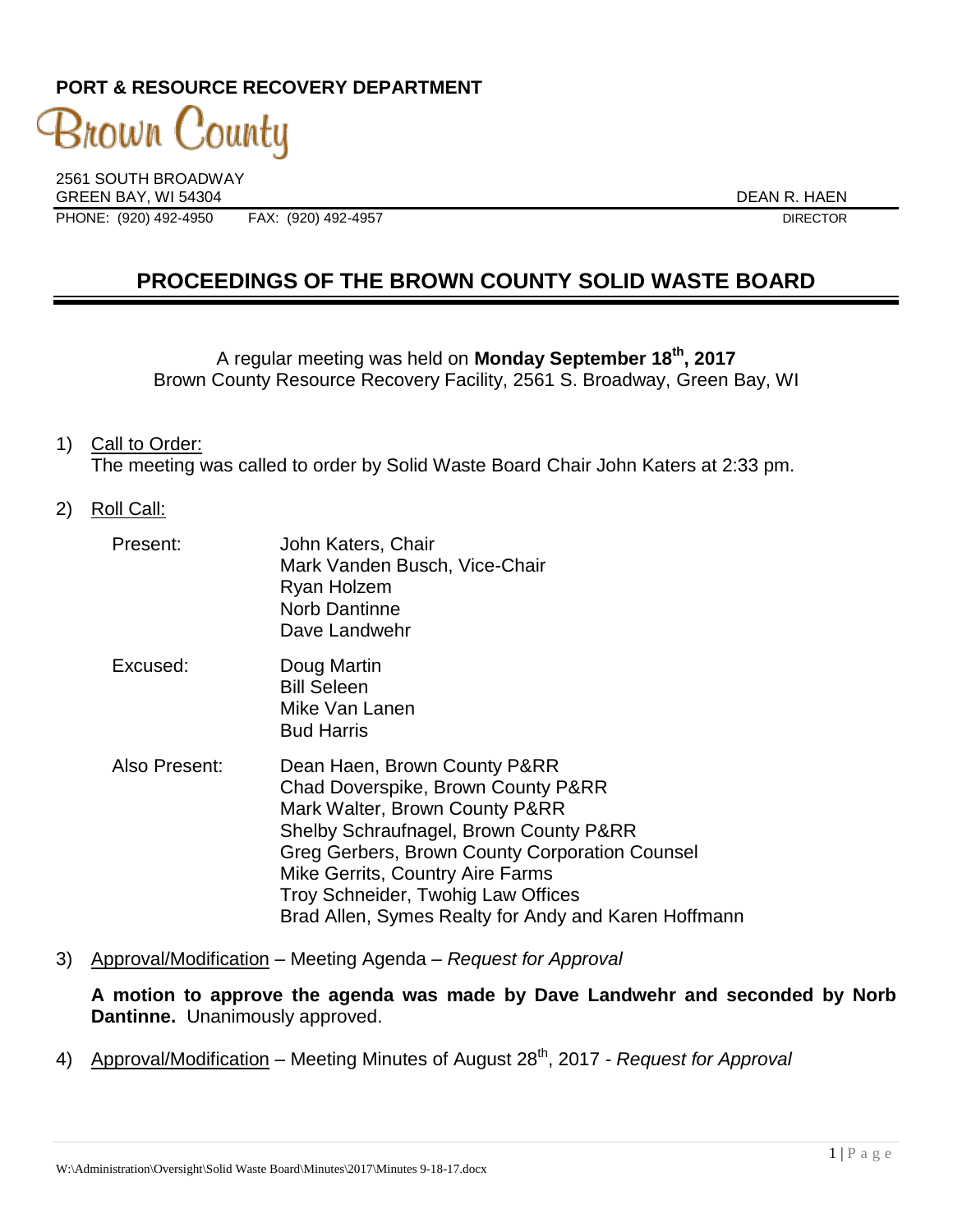**PORT & RESOURCE RECOVERY DEPARTMENT**

Brown County

2561 SOUTH BROADWAY
GREEN BAY, WI 54304
PHONE: (920) 492-4950 FAX: (920) 492-4957

DEAN R. HAEN
DIRECTOR

# PROCEEDINGS OF THE BROWN COUNTY SOLID WASTE BOARD

A regular meeting was held on **Monday September 18th, 2017**
Brown County Resource Recovery Facility, 2561 S. Broadway, Green Bay, WI

1) Call to Order:
The meeting was called to order by Solid Waste Board Chair John Katers at 2:33 pm.

2) Roll Call:

Present:
John Katers, Chair
Mark Vanden Busch, Vice-Chair
Ryan Holzem
Norb Dantinne
Dave Landwehr

Excused:
Doug Martin
Bill Seleen
Mike Van Lanen
Bud Harris

Also Present:
Dean Haen, Brown County P&RR
Chad Doverspike, Brown County P&RR
Mark Walter, Brown County P&RR
Shelby Schraufnagel, Brown County P&RR
Greg Gerbers, Brown County Corporation Counsel
Mike Gerrits, Country Aire Farms
Troy Schneider, Twohig Law Offices
Brad Allen, Symes Realty for Andy and Karen Hoffmann

3) Approval/Modification – Meeting Agenda – *Request for Approval*

**A motion to approve the agenda was made by Dave Landwehr and seconded by Norb Dantinne.** Unanimously approved.

4) Approval/Modification – Meeting Minutes of August 28th, 2017 - *Request for Approval*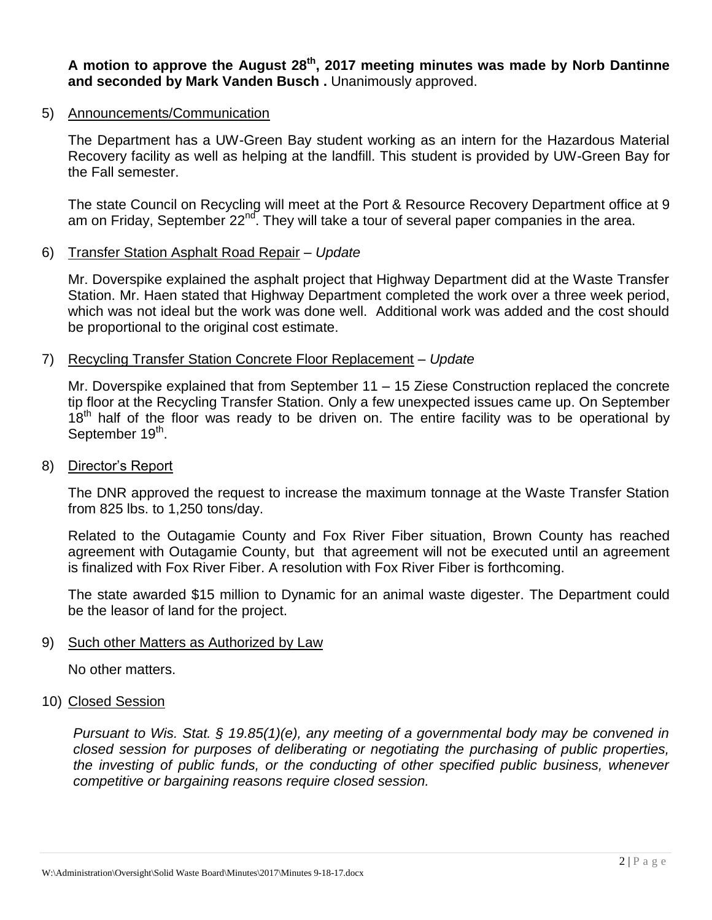**A motion to approve the August 28th, 2017 meeting minutes was made by Norb Dantinne and seconded by Mark Vanden Busch .** Unanimously approved.

5) Announcements/Communication

The Department has a UW-Green Bay student working as an intern for the Hazardous Material Recovery facility as well as helping at the landfill. This student is provided by UW-Green Bay for the Fall semester.

The state Council on Recycling will meet at the Port & Resource Recovery Department office at 9 am on Friday, September 22nd. They will take a tour of several paper companies in the area.

6) Transfer Station Asphalt Road Repair – *Update*

Mr. Doverspike explained the asphalt project that Highway Department did at the Waste Transfer Station. Mr. Haen stated that Highway Department completed the work over a three week period, which was not ideal but the work was done well. Additional work was added and the cost should be proportional to the original cost estimate.

7) Recycling Transfer Station Concrete Floor Replacement – *Update*

Mr. Doverspike explained that from September 11 – 15 Ziese Construction replaced the concrete tip floor at the Recycling Transfer Station. Only a few unexpected issues came up. On September 18th half of the floor was ready to be driven on. The entire facility was to be operational by September 19th.

8) Director's Report

The DNR approved the request to increase the maximum tonnage at the Waste Transfer Station from 825 lbs. to 1,250 tons/day.

Related to the Outagamie County and Fox River Fiber situation, Brown County has reached agreement with Outagamie County, but that agreement will not be executed until an agreement is finalized with Fox River Fiber. A resolution with Fox River Fiber is forthcoming.

The state awarded $15 million to Dynamic for an animal waste digester. The Department could be the leasor of land for the project.

9) Such other Matters as Authorized by Law

No other matters.

10) Closed Session

*Pursuant to Wis. Stat. § 19.85(1)(e), any meeting of a governmental body may be convened in closed session for purposes of deliberating or negotiating the purchasing of public properties, the investing of public funds, or the conducting of other specified public business, whenever competitive or bargaining reasons require closed session.*

W:\Administration\Oversight\Solid Waste Board\Minutes\2017\Minutes 9-18-17.docx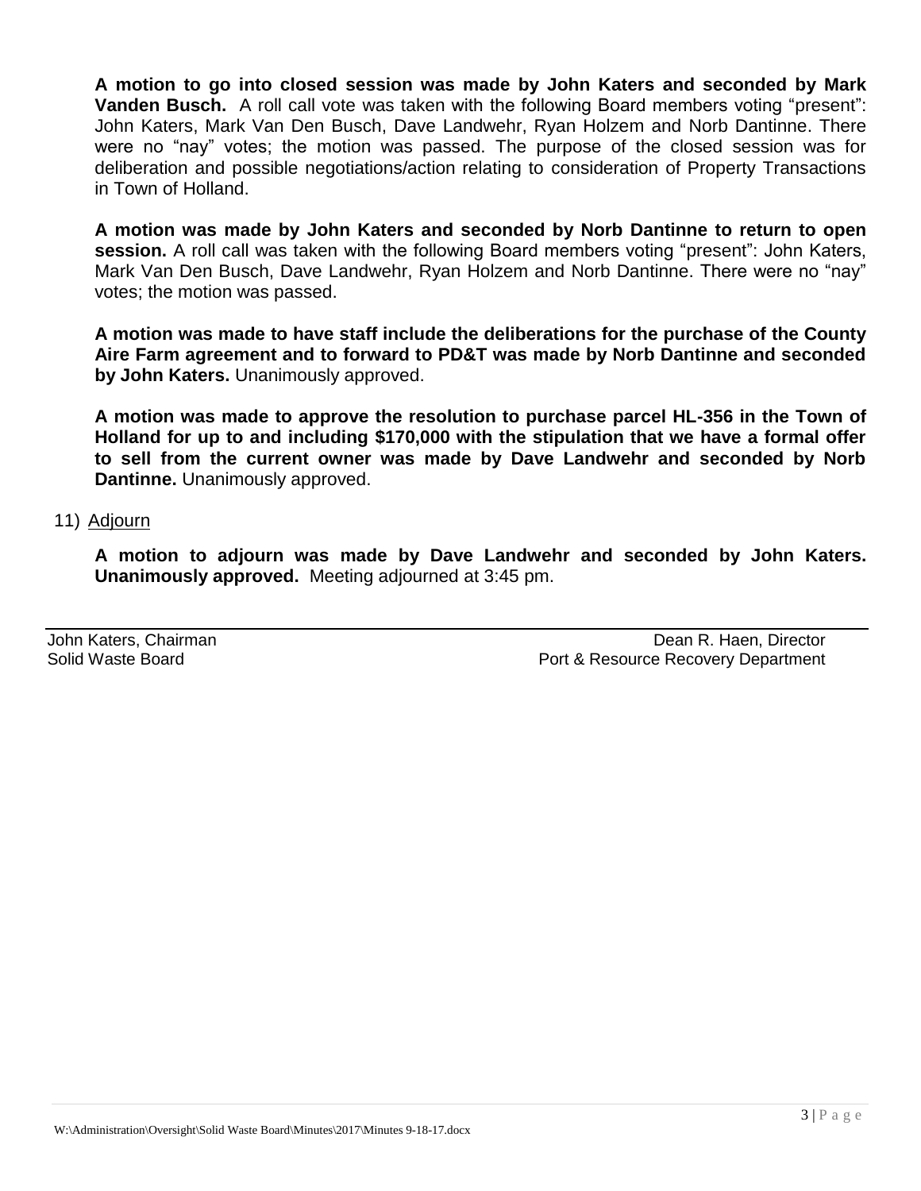**A motion to go into closed session was made by John Katers and seconded by Mark Vanden Busch.** A roll call vote was taken with the following Board members voting "present": John Katers, Mark Van Den Busch, Dave Landwehr, Ryan Holzem and Norb Dantinne. There were no "nay" votes; the motion was passed. The purpose of the closed session was for deliberation and possible negotiations/action relating to consideration of Property Transactions in Town of Holland.

**A motion was made by John Katers and seconded by Norb Dantinne to return to open session.** A roll call was taken with the following Board members voting "present": John Katers, Mark Van Den Busch, Dave Landwehr, Ryan Holzem and Norb Dantinne. There were no "nay" votes; the motion was passed.

**A motion was made to have staff include the deliberations for the purchase of the County Aire Farm agreement and to forward to PD&T was made by Norb Dantinne and seconded by John Katers.** Unanimously approved.

**A motion was made to approve the resolution to purchase parcel HL-356 in the Town of Holland for up to and including $170,000 with the stipulation that we have a formal offer to sell from the current owner was made by Dave Landwehr and seconded by Norb Dantinne.** Unanimously approved.

11) Adjourn

**A motion to adjourn was made by Dave Landwehr and seconded by John Katers. Unanimously approved.** Meeting adjourned at 3:45 pm.

---

John Katers, Chairman
Solid Waste Board

Dean R. Haen, Director
Port & Resource Recovery Department

W:\Administration\Oversight\Solid Waste Board\Minutes\2017\Minutes 9-18-17.docx